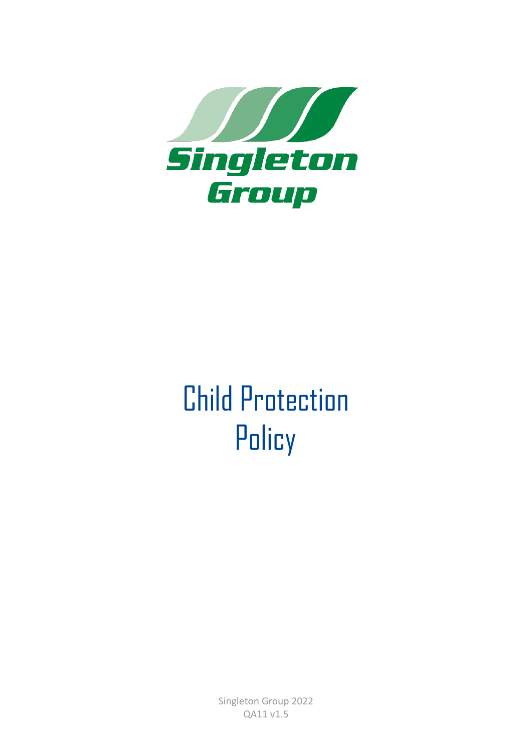Singleton Group

# Child Protection Policy

Singleton Group 2022

QA11 v1.5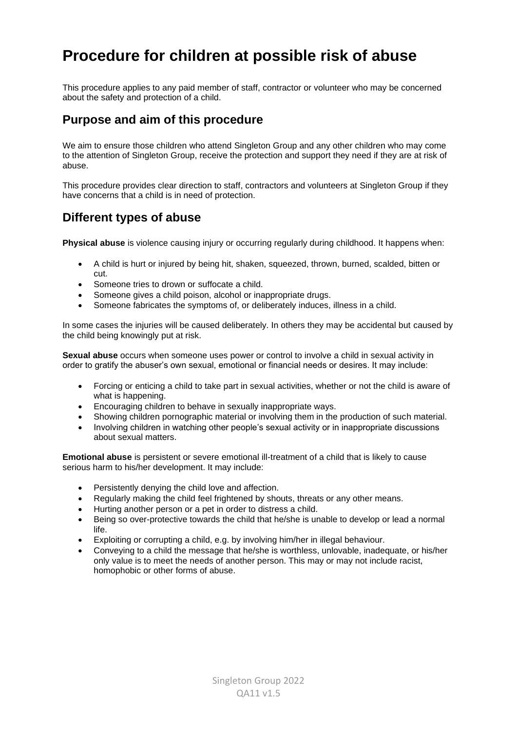# Procedure for children at possible risk of abuse

This procedure applies to any paid member of staff, contractor or volunteer who may be concerned about the safety and protection of a child.

## Purpose and aim of this procedure

We aim to ensure those children who attend Singleton Group and any other children who may come to the attention of Singleton Group, receive the protection and support they need if they are at risk of abuse.

This procedure provides clear direction to staff, contractors and volunteers at Singleton Group if they have concerns that a child is in need of protection.

## Different types of abuse

**Physical abuse** is violence causing injury or occurring regularly during childhood. It happens when:

- A child is hurt or injured by being hit, shaken, squeezed, thrown, burned, scalded, bitten or cut.
- Someone tries to drown or suffocate a child.
- Someone gives a child poison, alcohol or inappropriate drugs.
- Someone fabricates the symptoms of, or deliberately induces, illness in a child.

In some cases the injuries will be caused deliberately. In others they may be accidental but caused by the child being knowingly put at risk.

**Sexual abuse** occurs when someone uses power or control to involve a child in sexual activity in order to gratify the abuser's own sexual, emotional or financial needs or desires. It may include:

- Forcing or enticing a child to take part in sexual activities, whether or not the child is aware of what is happening.
- Encouraging children to behave in sexually inappropriate ways.
- Showing children pornographic material or involving them in the production of such material.
- Involving children in watching other people's sexual activity or in inappropriate discussions about sexual matters.

**Emotional abuse** is persistent or severe emotional ill-treatment of a child that is likely to cause serious harm to his/her development. It may include:

- Persistently denying the child love and affection.
- Regularly making the child feel frightened by shouts, threats or any other means.
- Hurting another person or a pet in order to distress a child.
- Being so over-protective towards the child that he/she is unable to develop or lead a normal life.
- Exploiting or corrupting a child, e.g. by involving him/her in illegal behaviour.
- Conveying to a child the message that he/she is worthless, unlovable, inadequate, or his/her only value is to meet the needs of another person. This may or may not include racist, homophobic or other forms of abuse.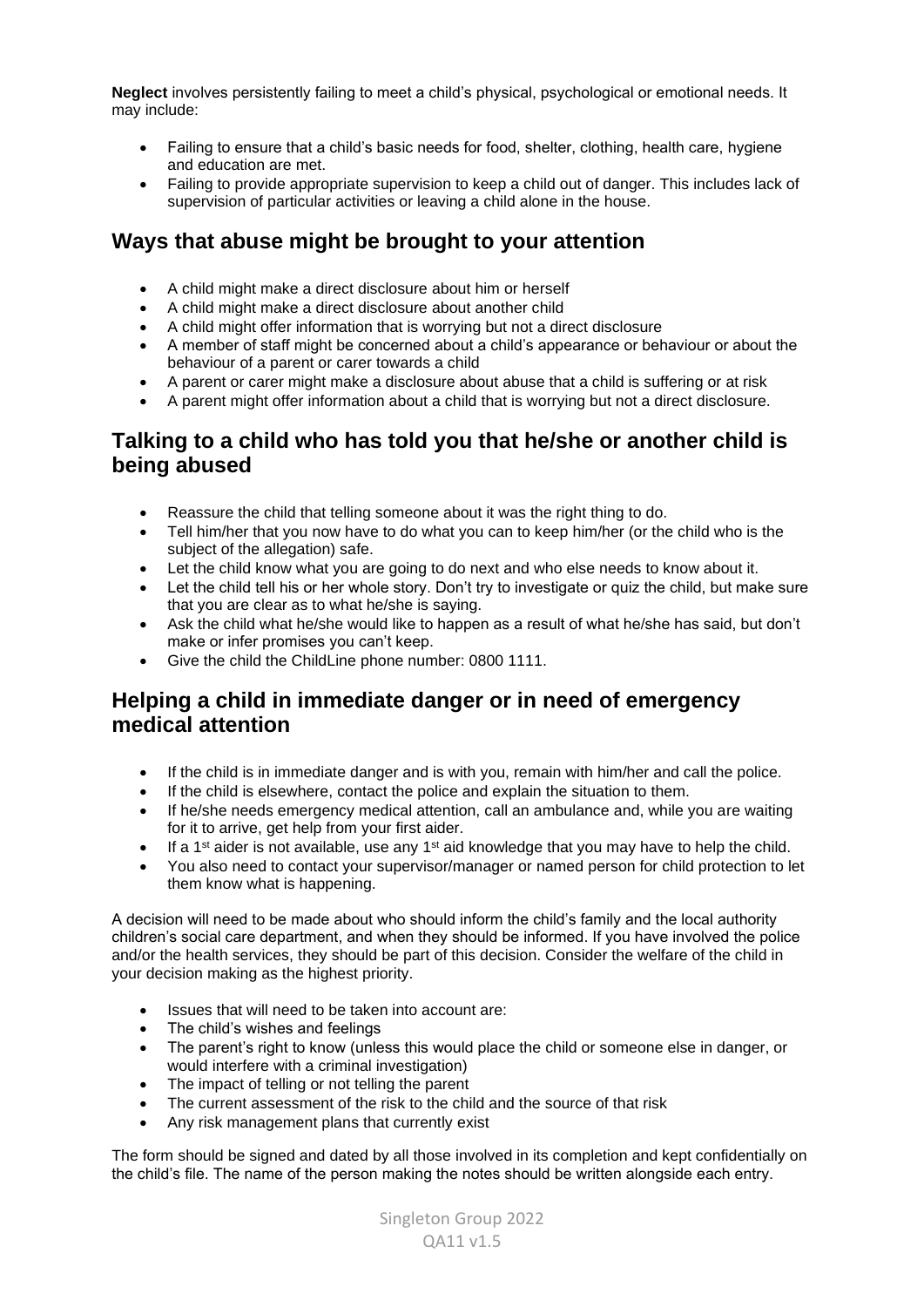**Neglect** involves persistently failing to meet a child's physical, psychological or emotional needs. It may include:

- Failing to ensure that a child's basic needs for food, shelter, clothing, health care, hygiene and education are met.
- Failing to provide appropriate supervision to keep a child out of danger. This includes lack of supervision of particular activities or leaving a child alone in the house.

## Ways that abuse might be brought to your attention

- A child might make a direct disclosure about him or herself
- A child might make a direct disclosure about another child
- A child might offer information that is worrying but not a direct disclosure
- A member of staff might be concerned about a child's appearance or behaviour or about the behaviour of a parent or carer towards a child
- A parent or carer might make a disclosure about abuse that a child is suffering or at risk
- A parent might offer information about a child that is worrying but not a direct disclosure.

## Talking to a child who has told you that he/she or another child is being abused

- Reassure the child that telling someone about it was the right thing to do.
- Tell him/her that you now have to do what you can to keep him/her (or the child who is the subject of the allegation) safe.
- Let the child know what you are going to do next and who else needs to know about it.
- Let the child tell his or her whole story. Don't try to investigate or quiz the child, but make sure that you are clear as to what he/she is saying.
- Ask the child what he/she would like to happen as a result of what he/she has said, but don't make or infer promises you can't keep.
- Give the child the ChildLine phone number: 0800 1111.

## Helping a child in immediate danger or in need of emergency medical attention

- If the child is in immediate danger and is with you, remain with him/her and call the police.
- If the child is elsewhere, contact the police and explain the situation to them.
- If he/she needs emergency medical attention, call an ambulance and, while you are waiting for it to arrive, get help from your first aider.
- If a 1st aider is not available, use any 1st aid knowledge that you may have to help the child.
- You also need to contact your supervisor/manager or named person for child protection to let them know what is happening.

A decision will need to be made about who should inform the child's family and the local authority children's social care department, and when they should be informed. If you have involved the police and/or the health services, they should be part of this decision. Consider the welfare of the child in your decision making as the highest priority.

- Issues that will need to be taken into account are:
- The child's wishes and feelings
- The parent's right to know (unless this would place the child or someone else in danger, or would interfere with a criminal investigation)
- The impact of telling or not telling the parent
- The current assessment of the risk to the child and the source of that risk
- Any risk management plans that currently exist

The form should be signed and dated by all those involved in its completion and kept confidentially on the child's file. The name of the person making the notes should be written alongside each entry.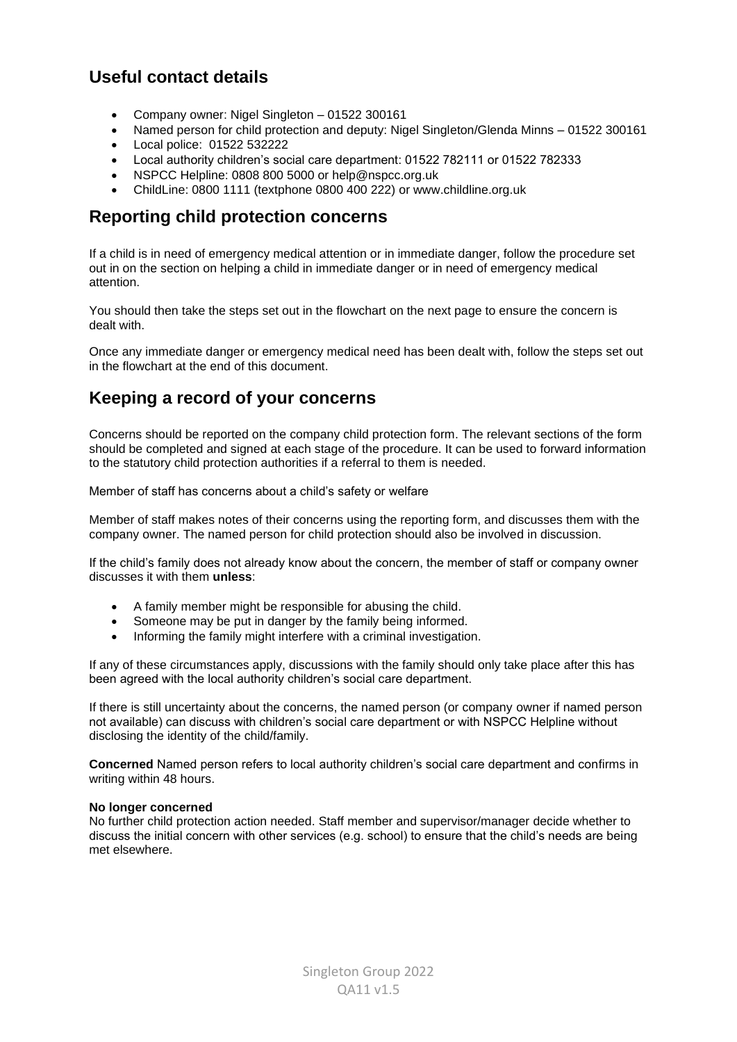## Useful contact details

- Company owner: Nigel Singleton – 01522 300161
- Named person for child protection and deputy: Nigel Singleton/Glenda Minns – 01522 300161
- Local police: 01522 532222
- Local authority children's social care department: 01522 782111 or 01522 782333
- NSPCC Helpline: 0808 800 5000 or help@nspcc.org.uk
- ChildLine: 0800 1111 (textphone 0800 400 222) or www.childline.org.uk

## Reporting child protection concerns

If a child is in need of emergency medical attention or in immediate danger, follow the procedure set out in on the section on helping a child in immediate danger or in need of emergency medical attention.

You should then take the steps set out in the flowchart on the next page to ensure the concern is dealt with.

Once any immediate danger or emergency medical need has been dealt with, follow the steps set out in the flowchart at the end of this document.

## Keeping a record of your concerns

Concerns should be reported on the company child protection form. The relevant sections of the form should be completed and signed at each stage of the procedure. It can be used to forward information to the statutory child protection authorities if a referral to them is needed.

Member of staff has concerns about a child's safety or welfare

Member of staff makes notes of their concerns using the reporting form, and discusses them with the company owner. The named person for child protection should also be involved in discussion.

If the child's family does not already know about the concern, the member of staff or company owner discusses it with them **unless**:

- A family member might be responsible for abusing the child.
- Someone may be put in danger by the family being informed.
- Informing the family might interfere with a criminal investigation.

If any of these circumstances apply, discussions with the family should only take place after this has been agreed with the local authority children's social care department.

If there is still uncertainty about the concerns, the named person (or company owner if named person not available) can discuss with children's social care department or with NSPCC Helpline without disclosing the identity of the child/family.

**Concerned** Named person refers to local authority children's social care department and confirms in writing within 48 hours.

**No longer concerned**
No further child protection action needed. Staff member and supervisor/manager decide whether to discuss the initial concern with other services (e.g. school) to ensure that the child's needs are being met elsewhere.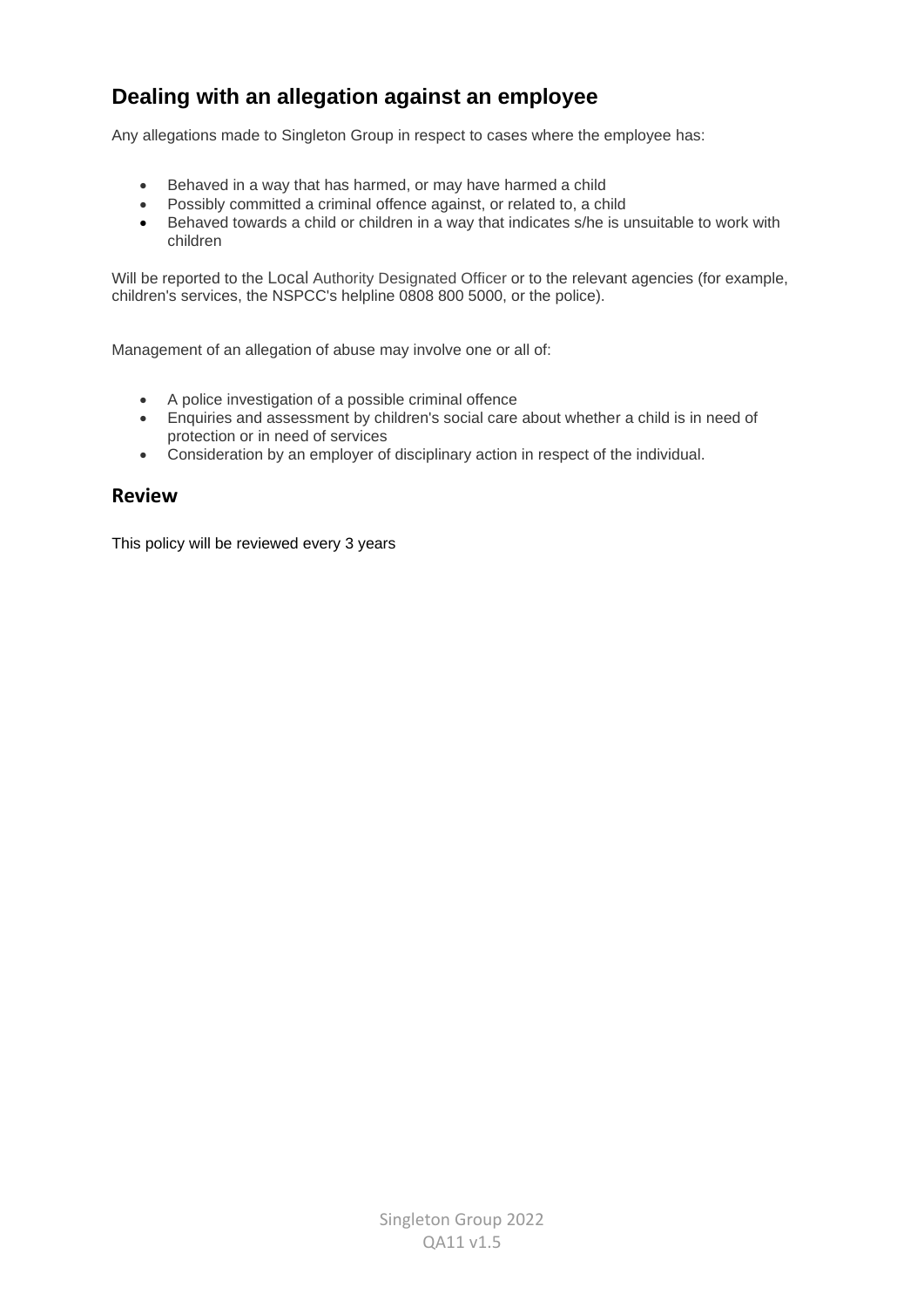## Dealing with an allegation against an employee

Any allegations made to Singleton Group in respect to cases where the employee has:

- Behaved in a way that has harmed, or may have harmed a child
- Possibly committed a criminal offence against, or related to, a child
- Behaved towards a child or children in a way that indicates s/he is unsuitable to work with children

Will be reported to the Local Authority Designated Officer or to the relevant agencies (for example, children's services, the NSPCC's helpline 0808 800 5000, or the police).

Management of an allegation of abuse may involve one or all of:

- A police investigation of a possible criminal offence
- Enquiries and assessment by children's social care about whether a child is in need of protection or in need of services
- Consideration by an employer of disciplinary action in respect of the individual.

## Review

This policy will be reviewed every 3 years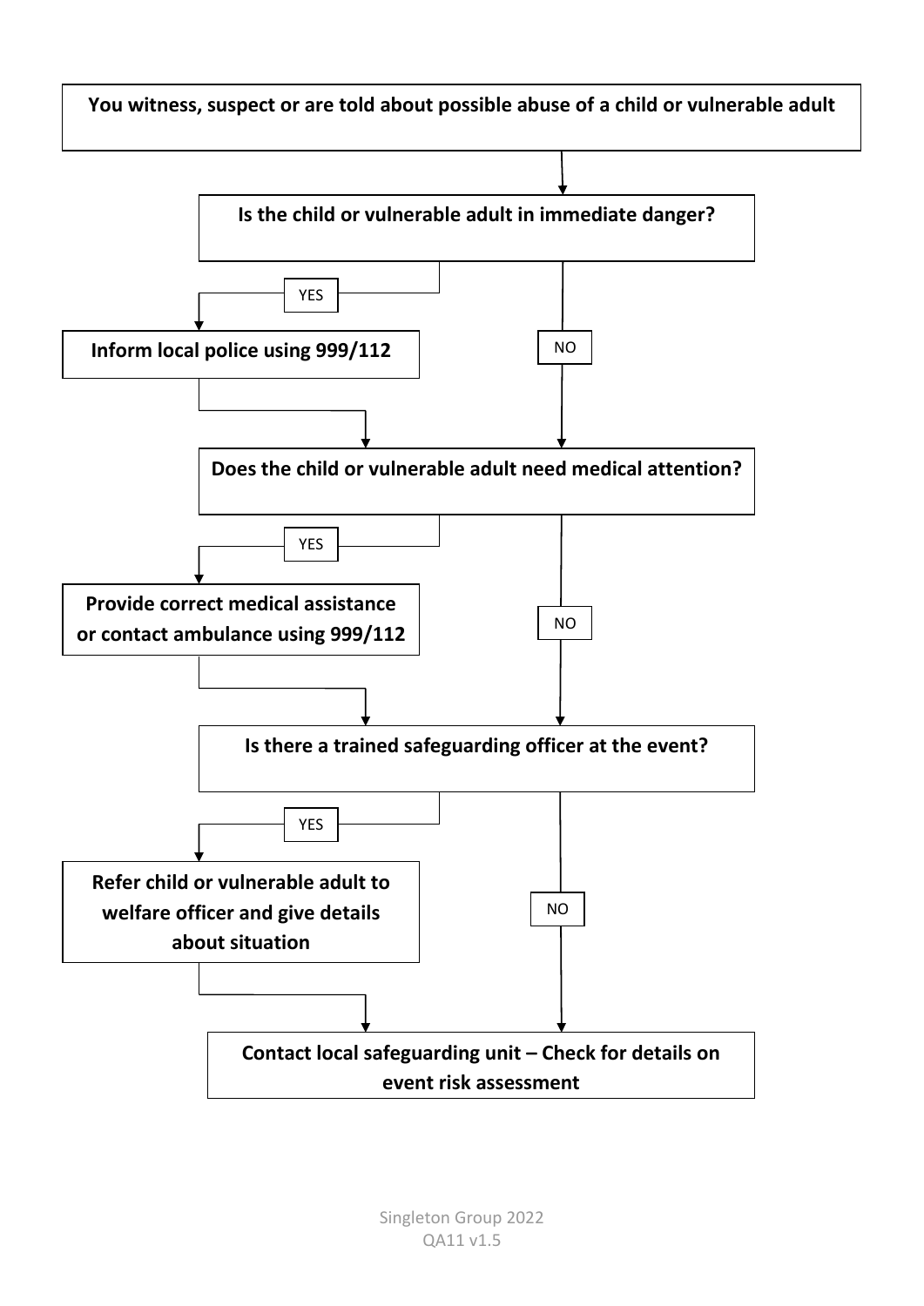You witness, suspect or are told about possible abuse of a child or vulnerable adult

Is the child or vulnerable adult in immediate danger?

YES

Inform local police using 999/112

NO

Does the child or vulnerable adult need medical attention?

YES

Provide correct medical assistance or contact ambulance using 999/112

NO

Is there a trained safeguarding officer at the event?

YES

Refer child or vulnerable adult to welfare officer and give details about situation

NO

Contact local safeguarding unit – Check for details on event risk assessment

Singleton Group 2022
QA11 v1.5